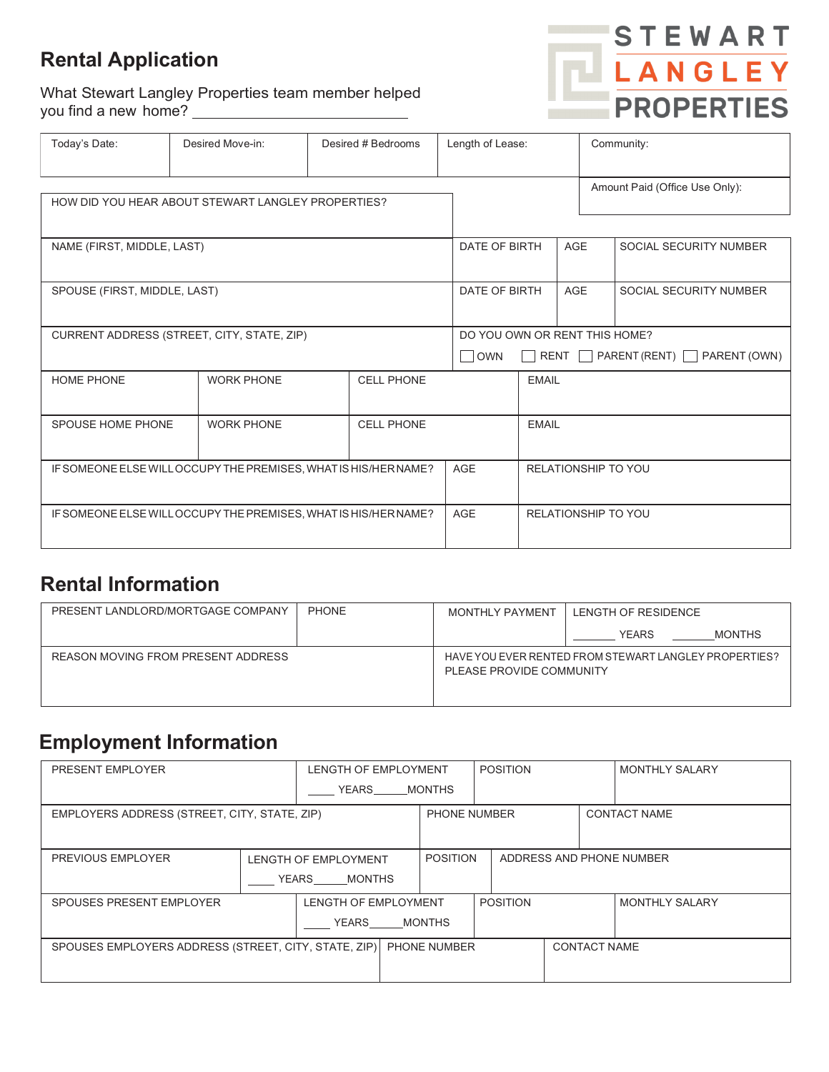# Rental Application

STEWART LANGLEY PROPERTIES

What Stewart Langley Properties team member helped you find a new home? ____________________

| Today's Date: | Desired Move-in: | Desired # Bedrooms | Length of Lease: | Community: |
|---|---|---|---|---|
| | | | | Amount Paid (Office Use Only): |

| HOW DID YOU HEAR ABOUT STEWART LANGLEY PROPERTIES? | | | |
|---|---|---|---|
| NAME (FIRST, MIDDLE, LAST) | DATE OF BIRTH | AGE | SOCIAL SECURITY NUMBER |
| SPOUSE (FIRST, MIDDLE, LAST) | DATE OF BIRTH | AGE | SOCIAL SECURITY NUMBER |
| CURRENT ADDRESS (STREET, CITY, STATE, ZIP) | DO YOU OWN OR RENT THIS HOME? ☐ OWN ☐ RENT ☐ PARENT (RENT) ☐ PARENT (OWN) | | |

| HOME PHONE | WORK PHONE | CELL PHONE | EMAIL |
|---|---|---|---|
| SPOUSE HOME PHONE | WORK PHONE | CELL PHONE | EMAIL |

| IF SOMEONE ELSE WILL OCCUPY THE PREMISES, WHAT IS HIS/HER NAME? | AGE | RELATIONSHIP TO YOU |
|---|---|---|
| IF SOMEONE ELSE WILL OCCUPY THE PREMISES, WHAT IS HIS/HER NAME? | AGE | RELATIONSHIP TO YOU |

## Rental Information

| PRESENT LANDLORD/MORTGAGE COMPANY | PHONE | MONTHLY PAYMENT | LENGTH OF RESIDENCE _____ YEARS _____ MONTHS |
|---|---|---|---|
| REASON MOVING FROM PRESENT ADDRESS | | HAVE YOU EVER RENTED FROM STEWART LANGLEY PROPERTIES? PLEASE PROVIDE COMMUNITY | |

## Employment Information

| PRESENT EMPLOYER | LENGTH OF EMPLOYMENT ____ YEARS _____ MONTHS | POSITION | MONTHLY SALARY |
|---|---|---|---|
| EMPLOYERS ADDRESS (STREET, CITY, STATE, ZIP) | PHONE NUMBER | CONTACT NAME | |

| PREVIOUS EMPLOYER | LENGTH OF EMPLOYMENT ____ YEARS _____ MONTHS | POSITION | ADDRESS AND PHONE NUMBER |
|---|---|---|---|

| SPOUSES PRESENT EMPLOYER | LENGTH OF EMPLOYMENT ____ YEARS _____ MONTHS | POSITION | MONTHLY SALARY |
|---|---|---|---|
| SPOUSES EMPLOYERS ADDRESS (STREET, CITY, STATE, ZIP) | PHONE NUMBER | CONTACT NAME | |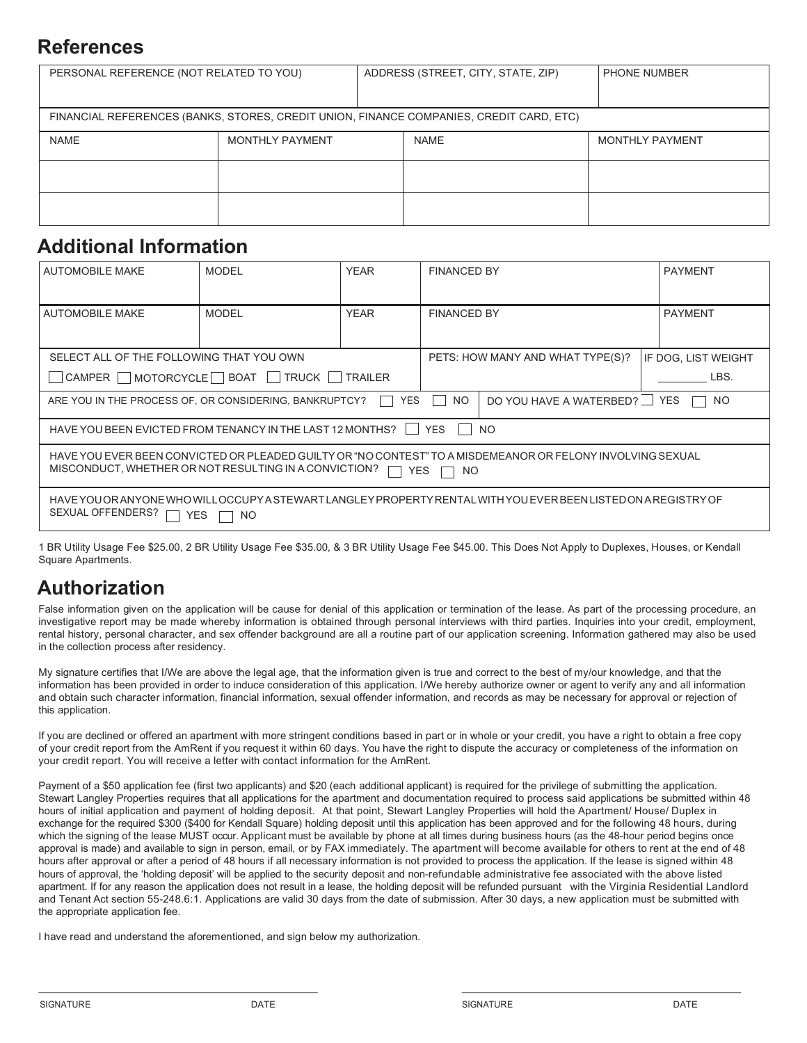## References

| PERSONAL REFERENCE (NOT RELATED TO YOU) | ADDRESS (STREET, CITY, STATE, ZIP) | PHONE NUMBER |
|---|---|---|
| | | |

FINANCIAL REFERENCES (BANKS, STORES, CREDIT UNION, FINANCE COMPANIES, CREDIT CARD, ETC)

| NAME | MONTHLY PAYMENT | NAME | MONTHLY PAYMENT |
|---|---|---|---|
| | | | |
| | | | |

## Additional Information

| AUTOMOBILE MAKE | MODEL | YEAR | FINANCED BY | PAYMENT |
|---|---|---|---|---|
| | | | | |

| AUTOMOBILE MAKE | MODEL | YEAR | FINANCED BY | PAYMENT |
|---|---|---|---|---|
| | | | | |

SELECT ALL OF THE FOLLOWING THAT YOU OWN
☐ CAMPER ☐ MOTORCYCLE ☐ BOAT ☐ TRUCK ☐ TRAILER

PETS: HOW MANY AND WHAT TYPE(S)?

IF DOG, LIST WEIGHT ________ LBS.

ARE YOU IN THE PROCESS OF, OR CONSIDERING, BANKRUPTCY? ☐ YES ☐ NO

DO YOU HAVE A WATERBED? ☐ YES ☐ NO

HAVE YOU BEEN EVICTED FROM TENANCY IN THE LAST 12 MONTHS? ☐ YES ☐ NO

HAVE YOU EVER BEEN CONVICTED OR PLEADED GUILTY OR "NO CONTEST" TO A MISDEMEANOR OR FELONY INVOLVING SEXUAL MISCONDUCT, WHETHER OR NOT RESULTING IN A CONVICTION? ☐ YES ☐ NO

HAVE YOU OR ANYONE WHO WILL OCCUPY A STEWART LANGLEY PROPERTY RENTAL WITH YOU EVER BEEN LISTED ON A REGISTRY OF SEXUAL OFFENDERS? ☐ YES ☐ NO

1 BR Utility Usage Fee $25.00, 2 BR Utility Usage Fee $35.00, & 3 BR Utility Usage Fee $45.00. This Does Not Apply to Duplexes, Houses, or Kendall Square Apartments.

## Authorization

False information given on the application will be cause for denial of this application or termination of the lease. As part of the processing procedure, an investigative report may be made whereby information is obtained through personal interviews with third parties. Inquiries into your credit, employment, rental history, personal character, and sex offender background are all a routine part of our application screening. Information gathered may also be used in the collection process after residency.

My signature certifies that I/We are above the legal age, that the information given is true and correct to the best of my/our knowledge, and that the information has been provided in order to induce consideration of this application. I/We hereby authorize owner or agent to verify any and all information and obtain such character information, financial information, sexual offender information, and records as may be necessary for approval or rejection of this application.

If you are declined or offered an apartment with more stringent conditions based in part or in whole or your credit, you have a right to obtain a free copy of your credit report from the AmRent if you request it within 60 days. You have the right to dispute the accuracy or completeness of the information on your credit report. You will receive a letter with contact information for the AmRent.

Payment of a $50 application fee (first two applicants) and $20 (each additional applicant) is required for the privilege of submitting the application. Stewart Langley Properties requires that all applications for the apartment and documentation required to process said applications be submitted within 48 hours of initial application and payment of holding deposit. At that point, Stewart Langley Properties will hold the Apartment/ House/ Duplex in exchange for the required $300 ($400 for Kendall Square) holding deposit until this application has been approved and for the following 48 hours, during which the signing of the lease MUST occur. Applicant must be available by phone at all times during business hours (as the 48-hour period begins once approval is made) and available to sign in person, email, or by FAX immediately. The apartment will become available for others to rent at the end of 48 hours after approval or after a period of 48 hours if all necessary information is not provided to process the application. If the lease is signed within 48 hours of approval, the 'holding deposit' will be applied to the security deposit and non-refundable administrative fee associated with the above listed apartment. If for any reason the application does not result in a lease, the holding deposit will be refunded pursuant with the Virginia Residential Landlord and Tenant Act section 55-248.6:1. Applications are valid 30 days from the date of submission. After 30 days, a new application must be submitted with the appropriate application fee.

I have read and understand the aforementioned, and sign below my authorization.

SIGNATURE DATE

SIGNATURE DATE